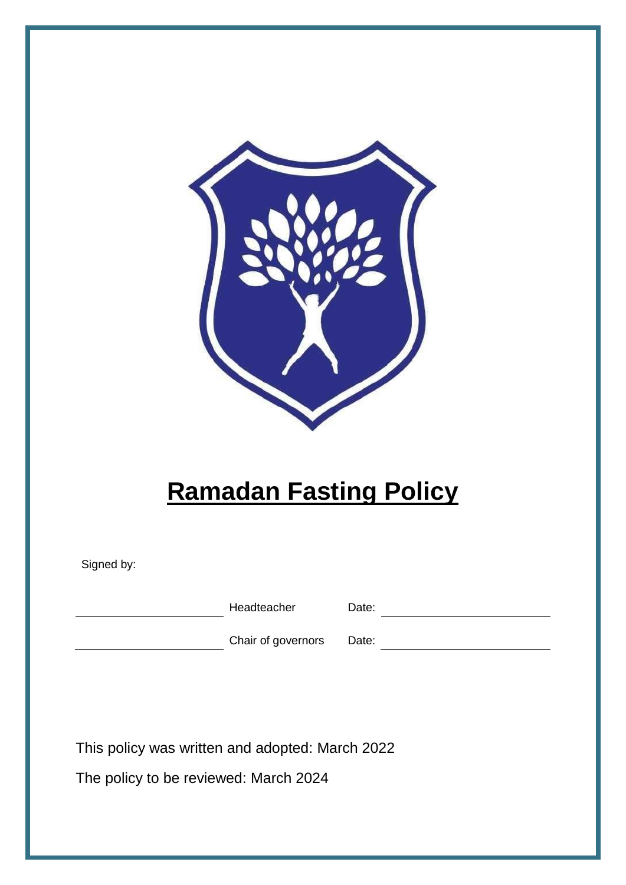# **Ramadan Fasting Policy**

Signed by:

| | | | |
|---|---|---|---|
| ______________________ | Headteacher | Date: | ______________________ |
| ______________________ | Chair of governors | Date: | ______________________ |

This policy was written and adopted: March 2022

The policy to be reviewed: March 2024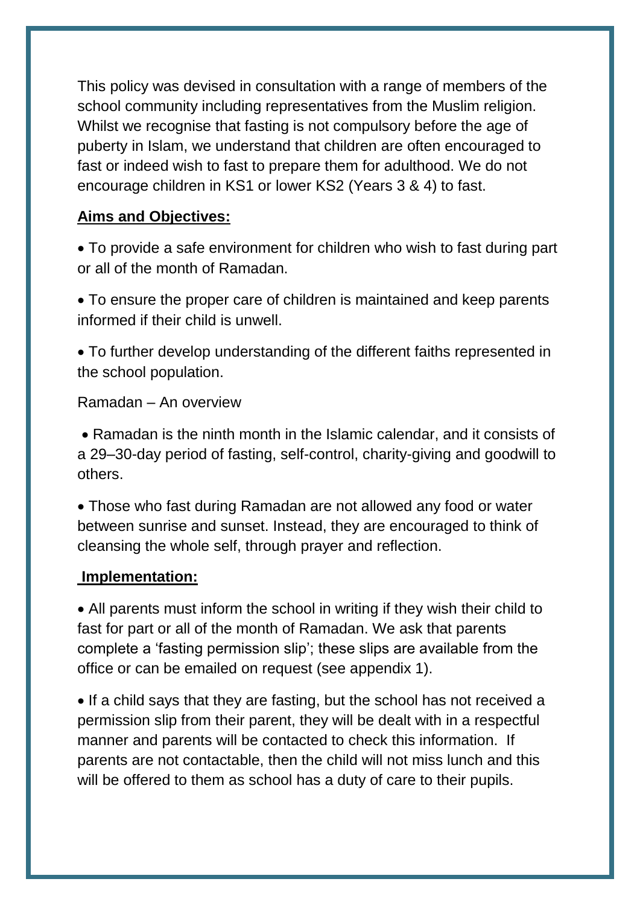This policy was devised in consultation with a range of members of the school community including representatives from the Muslim religion. Whilst we recognise that fasting is not compulsory before the age of puberty in Islam, we understand that children are often encouraged to fast or indeed wish to fast to prepare them for adulthood. We do not encourage children in KS1 or lower KS2 (Years 3 & 4) to fast.

**Aims and Objectives:**

- To provide a safe environment for children who wish to fast during part or all of the month of Ramadan.
- To ensure the proper care of children is maintained and keep parents informed if their child is unwell.
- To further develop understanding of the different faiths represented in the school population.

Ramadan – An overview

- Ramadan is the ninth month in the Islamic calendar, and it consists of a 29–30-day period of fasting, self-control, charity-giving and goodwill to others.
- Those who fast during Ramadan are not allowed any food or water between sunrise and sunset. Instead, they are encouraged to think of cleansing the whole self, through prayer and reflection.

**Implementation:**

- All parents must inform the school in writing if they wish their child to fast for part or all of the month of Ramadan. We ask that parents complete a 'fasting permission slip'; these slips are available from the office or can be emailed on request (see appendix 1).
- If a child says that they are fasting, but the school has not received a permission slip from their parent, they will be dealt with in a respectful manner and parents will be contacted to check this information. If parents are not contactable, then the child will not miss lunch and this will be offered to them as school has a duty of care to their pupils.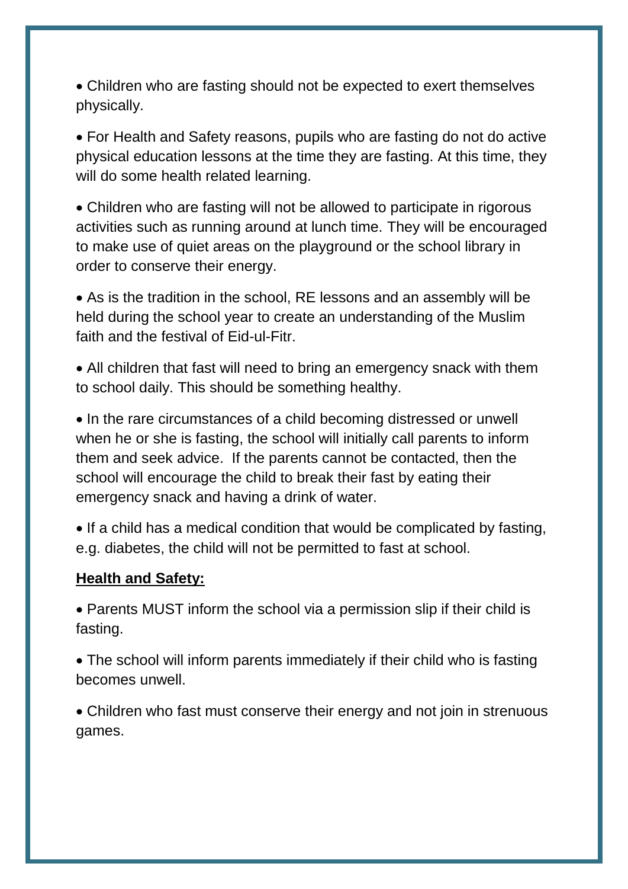- Children who are fasting should not be expected to exert themselves physically.

- For Health and Safety reasons, pupils who are fasting do not do active physical education lessons at the time they are fasting. At this time, they will do some health related learning.

- Children who are fasting will not be allowed to participate in rigorous activities such as running around at lunch time. They will be encouraged to make use of quiet areas on the playground or the school library in order to conserve their energy.

- As is the tradition in the school, RE lessons and an assembly will be held during the school year to create an understanding of the Muslim faith and the festival of Eid-ul-Fitr.

- All children that fast will need to bring an emergency snack with them to school daily. This should be something healthy.

- In the rare circumstances of a child becoming distressed or unwell when he or she is fasting, the school will initially call parents to inform them and seek advice. If the parents cannot be contacted, then the school will encourage the child to break their fast by eating their emergency snack and having a drink of water.

- If a child has a medical condition that would be complicated by fasting, e.g. diabetes, the child will not be permitted to fast at school.

**<u>Health and Safety:</u>**

- Parents MUST inform the school via a permission slip if their child is fasting.

- The school will inform parents immediately if their child who is fasting becomes unwell.

- Children who fast must conserve their energy and not join in strenuous games.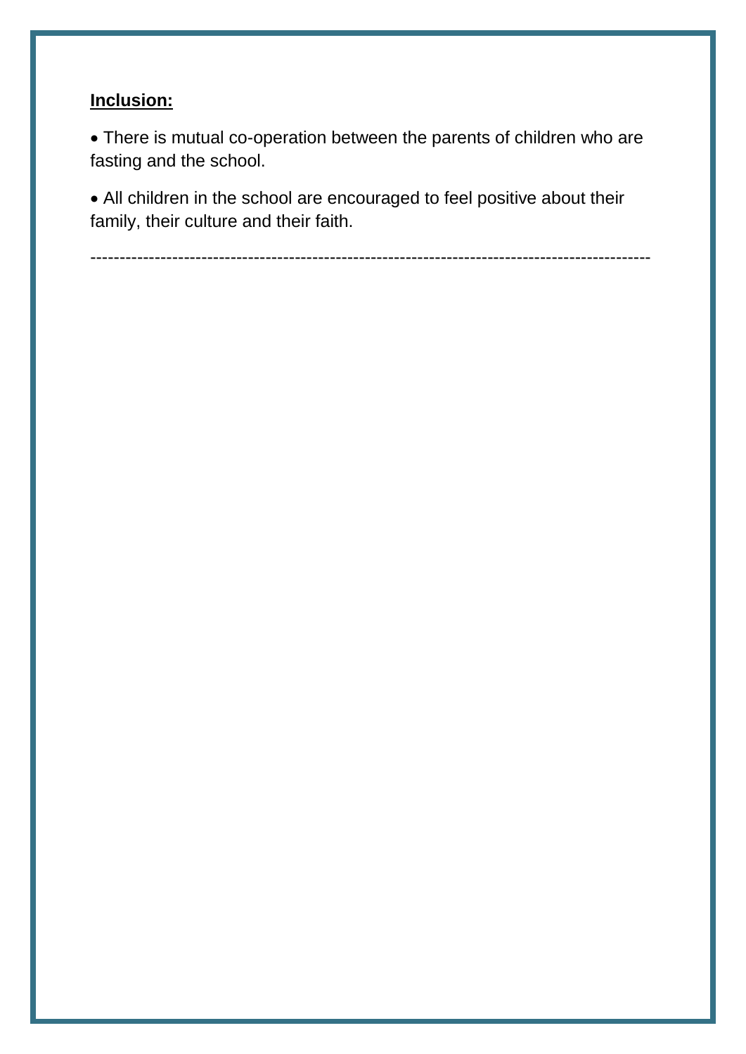**Inclusion:**

- There is mutual co-operation between the parents of children who are fasting and the school.
- All children in the school are encouraged to feel positive about their family, their culture and their faith.

---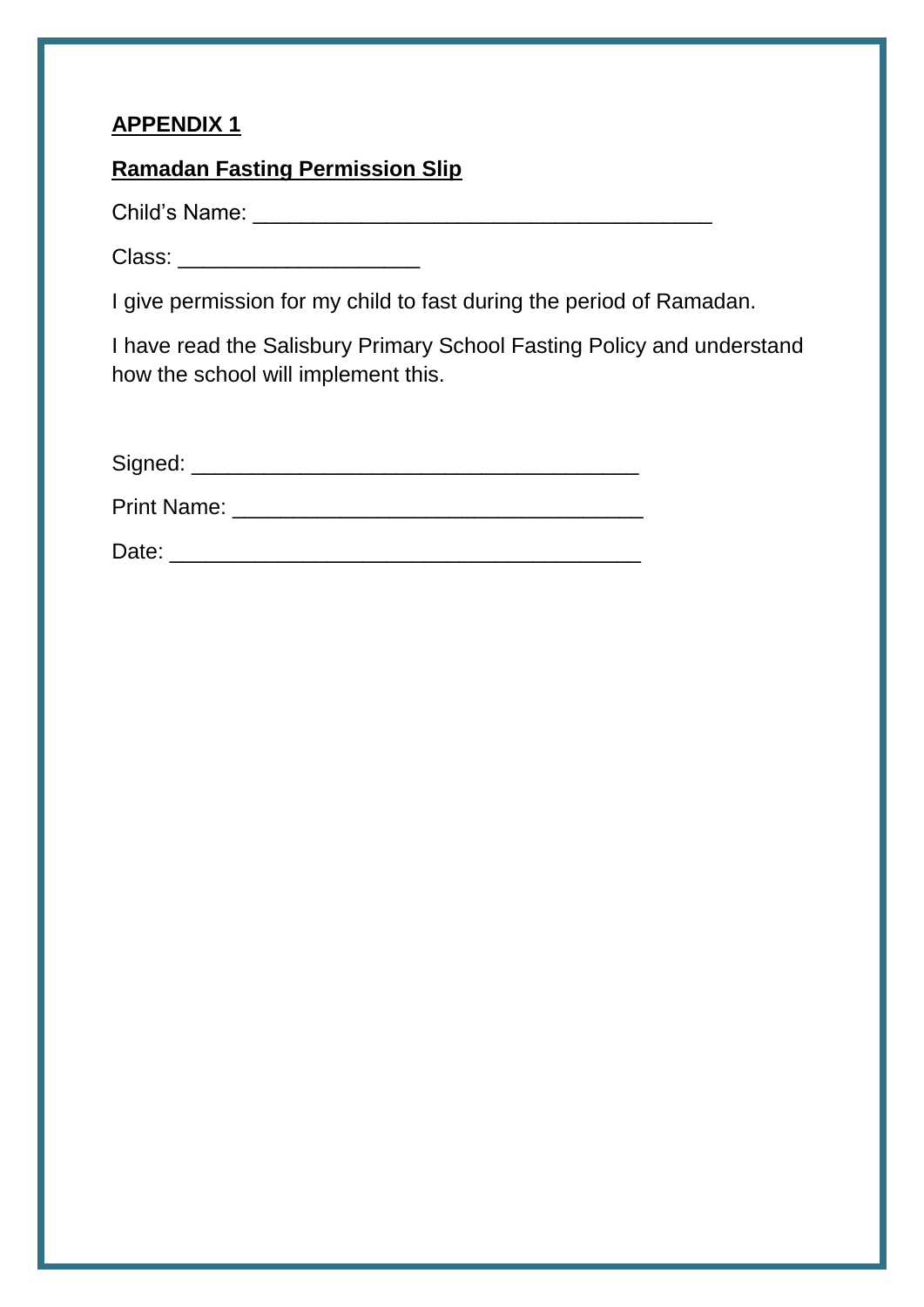**APPENDIX 1**

**Ramadan Fasting Permission Slip**

Child's Name: _____________________________________

Class: ____________________

I give permission for my child to fast during the period of Ramadan.

I have read the Salisbury Primary School Fasting Policy and understand how the school will implement this.

Signed: _____________________________________

Print Name: _________________________________

Date: _______________________________________